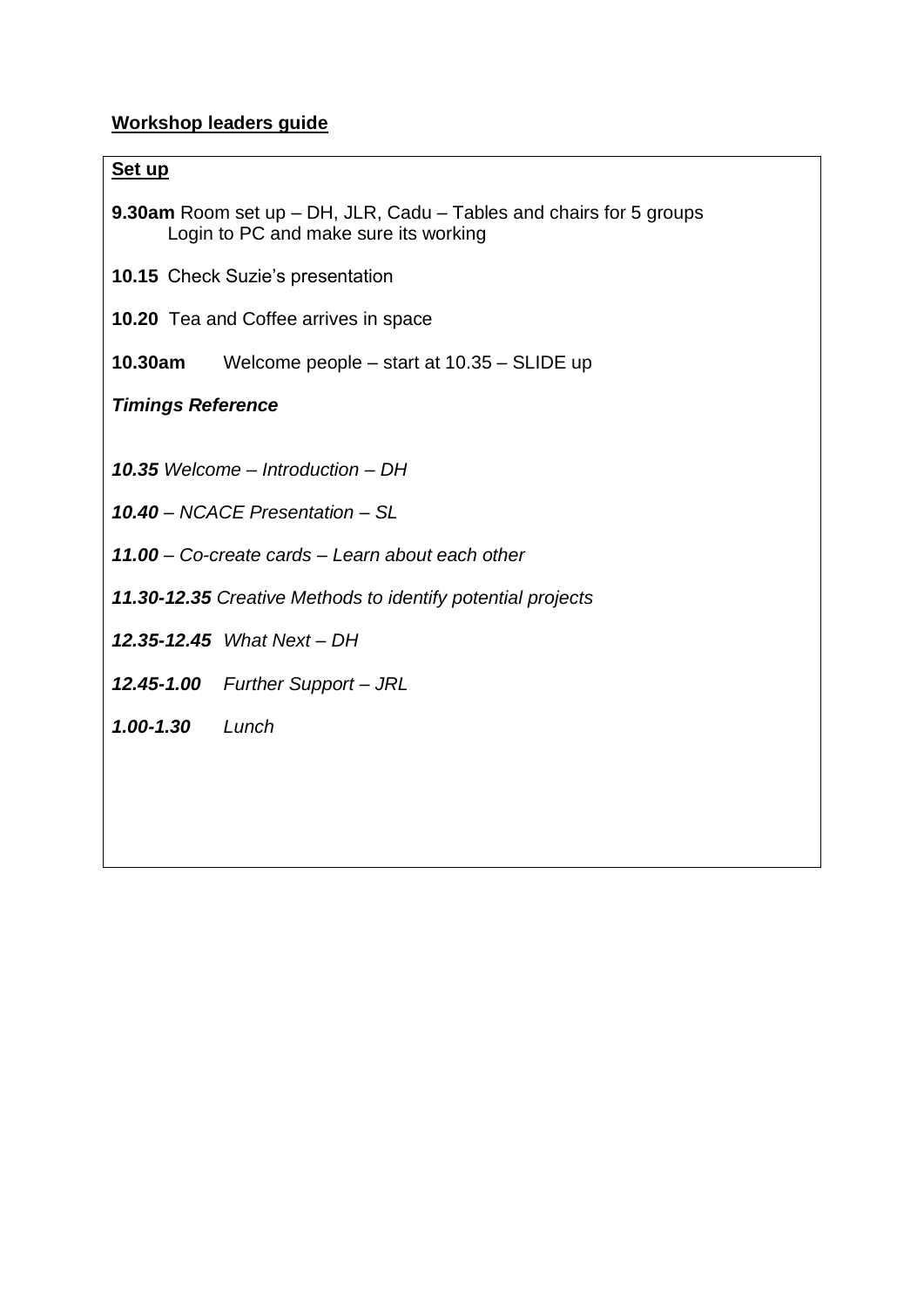**Workshop leaders guide**

**Set up**

**9.30am** Room set up – DH, JLR, Cadu – Tables and chairs for 5 groups
Login to PC and make sure its working

**10.15** Check Suzie's presentation

**10.20** Tea and Coffee arrives in space

**10.30am** Welcome people – start at 10.35 – SLIDE up

***Timings Reference***

***10.35*** *Welcome – Introduction – DH*

***10.40*** *– NCACE Presentation – SL*

***11.00*** *– Co-create cards – Learn about each other*

***11.30-12.35*** *Creative Methods to identify potential projects*

***12.35-12.45*** *What Next – DH*

***12.45-1.00*** *Further Support – JRL*

***1.00-1.30*** *Lunch*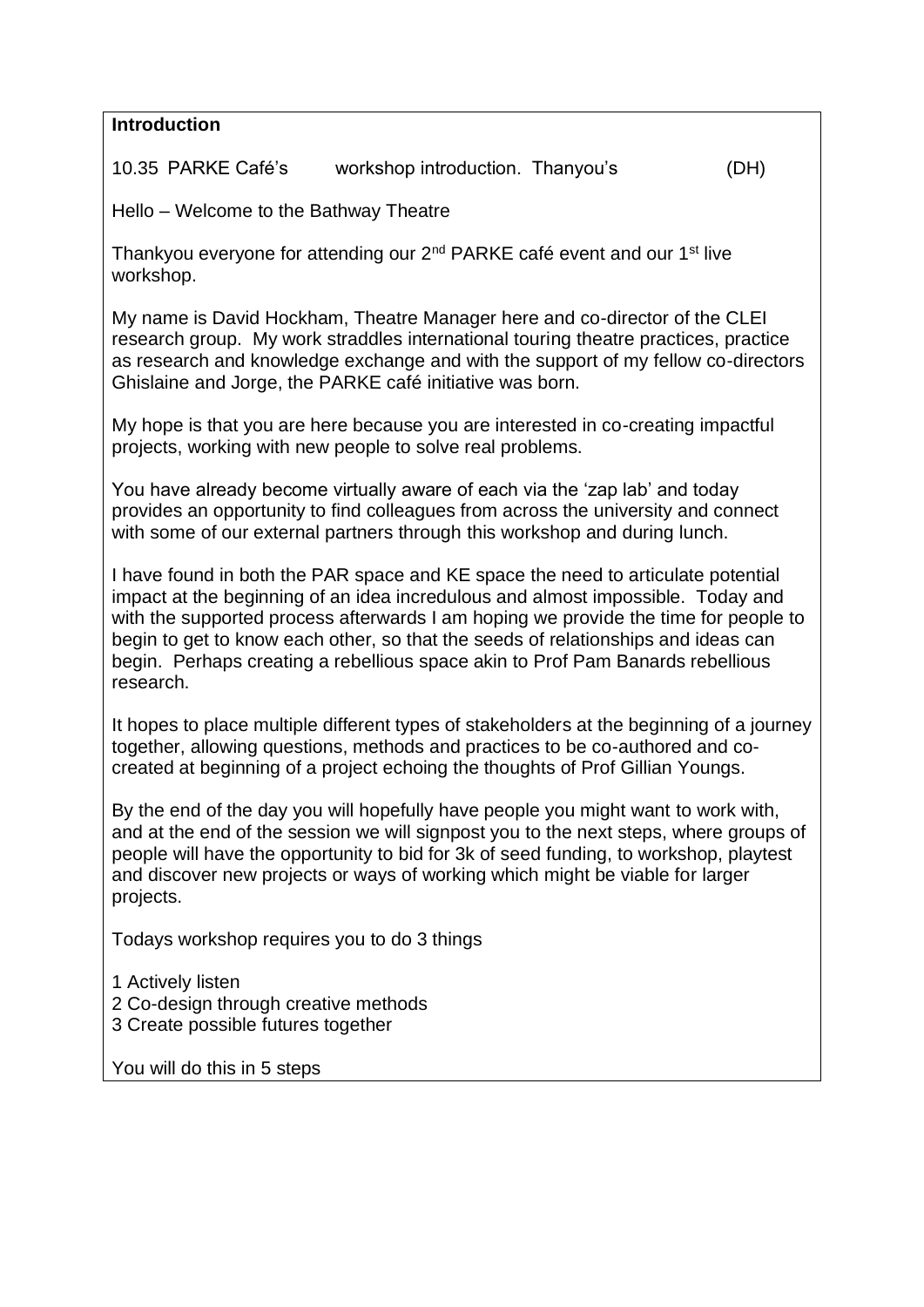**Introduction**

10.35 PARKE Café's workshop introduction. Thanyou's (DH)

Hello – Welcome to the Bathway Theatre

Thankyou everyone for attending our 2nd PARKE café event and our 1st live workshop.

My name is David Hockham, Theatre Manager here and co-director of the CLEI research group. My work straddles international touring theatre practices, practice as research and knowledge exchange and with the support of my fellow co-directors Ghislaine and Jorge, the PARKE café initiative was born.

My hope is that you are here because you are interested in co-creating impactful projects, working with new people to solve real problems.

You have already become virtually aware of each via the 'zap lab' and today provides an opportunity to find colleagues from across the university and connect with some of our external partners through this workshop and during lunch.

I have found in both the PAR space and KE space the need to articulate potential impact at the beginning of an idea incredulous and almost impossible. Today and with the supported process afterwards I am hoping we provide the time for people to begin to get to know each other, so that the seeds of relationships and ideas can begin. Perhaps creating a rebellious space akin to Prof Pam Banards rebellious research.

It hopes to place multiple different types of stakeholders at the beginning of a journey together, allowing questions, methods and practices to be co-authored and co-created at beginning of a project echoing the thoughts of Prof Gillian Youngs.

By the end of the day you will hopefully have people you might want to work with, and at the end of the session we will signpost you to the next steps, where groups of people will have the opportunity to bid for 3k of seed funding, to workshop, playtest and discover new projects or ways of working which might be viable for larger projects.

Todays workshop requires you to do 3 things

1 Actively listen
2 Co-design through creative methods
3 Create possible futures together

You will do this in 5 steps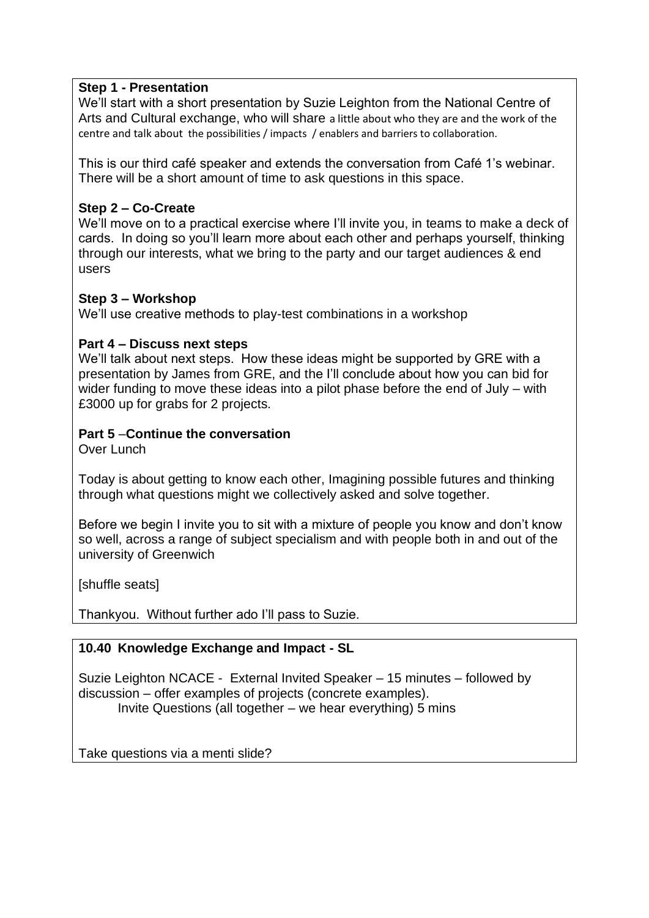**Step 1 - Presentation**
We'll start with a short presentation by Suzie Leighton from the National Centre of Arts and Cultural exchange, who will share a little about who they are and the work of the centre and talk about the possibilities / impacts / enablers and barriers to collaboration.

This is our third café speaker and extends the conversation from Café 1's webinar. There will be a short amount of time to ask questions in this space.

**Step 2 – Co-Create**
We'll move on to a practical exercise where I'll invite you, in teams to make a deck of cards. In doing so you'll learn more about each other and perhaps yourself, thinking through our interests, what we bring to the party and our target audiences & end users

**Step 3 – Workshop**
We'll use creative methods to play-test combinations in a workshop

**Part 4 – Discuss next steps**
We'll talk about next steps. How these ideas might be supported by GRE with a presentation by James from GRE, and the I'll conclude about how you can bid for wider funding to move these ideas into a pilot phase before the end of July – with £3000 up for grabs for 2 projects.

**Part 5** –**Continue the conversation**
Over Lunch

Today is about getting to know each other, Imagining possible futures and thinking through what questions might we collectively asked and solve together.

Before we begin I invite you to sit with a mixture of people you know and don't know so well, across a range of subject specialism and with people both in and out of the university of Greenwich

[shuffle seats]

Thankyou. Without further ado I'll pass to Suzie.

**10.40 Knowledge Exchange and Impact - SL**

Suzie Leighton NCACE - External Invited Speaker – 15 minutes – followed by discussion – offer examples of projects (concrete examples).
Invite Questions (all together – we hear everything) 5 mins

Take questions via a menti slide?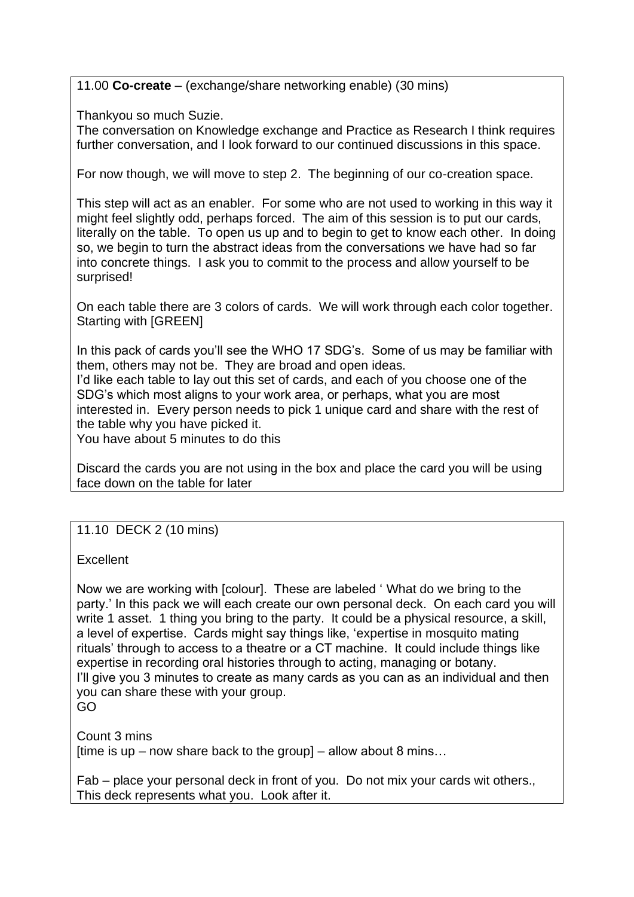11.00 **Co-create** – (exchange/share networking enable) (30 mins)

Thankyou so much Suzie.
The conversation on Knowledge exchange and Practice as Research I think requires further conversation, and I look forward to our continued discussions in this space.

For now though, we will move to step 2. The beginning of our co-creation space.

This step will act as an enabler. For some who are not used to working in this way it might feel slightly odd, perhaps forced. The aim of this session is to put our cards, literally on the table. To open us up and to begin to get to know each other. In doing so, we begin to turn the abstract ideas from the conversations we have had so far into concrete things. I ask you to commit to the process and allow yourself to be surprised!

On each table there are 3 colors of cards. We will work through each color together. Starting with [GREEN]

In this pack of cards you'll see the WHO 17 SDG's. Some of us may be familiar with them, others may not be. They are broad and open ideas.
I'd like each table to lay out this set of cards, and each of you choose one of the SDG's which most aligns to your work area, or perhaps, what you are most interested in. Every person needs to pick 1 unique card and share with the rest of the table why you have picked it.
You have about 5 minutes to do this

Discard the cards you are not using in the box and place the card you will be using face down on the table for later

11.10 DECK 2 (10 mins)

Excellent

Now we are working with [colour]. These are labeled ' What do we bring to the party.' In this pack we will each create our own personal deck. On each card you will write 1 asset. 1 thing you bring to the party. It could be a physical resource, a skill, a level of expertise. Cards might say things like, 'expertise in mosquito mating rituals' through to access to a theatre or a CT machine. It could include things like expertise in recording oral histories through to acting, managing or botany.
I'll give you 3 minutes to create as many cards as you can as an individual and then you can share these with your group.
GO

Count 3 mins
[time is up – now share back to the group] – allow about 8 mins…

Fab – place your personal deck in front of you. Do not mix your cards wit others., This deck represents what you. Look after it.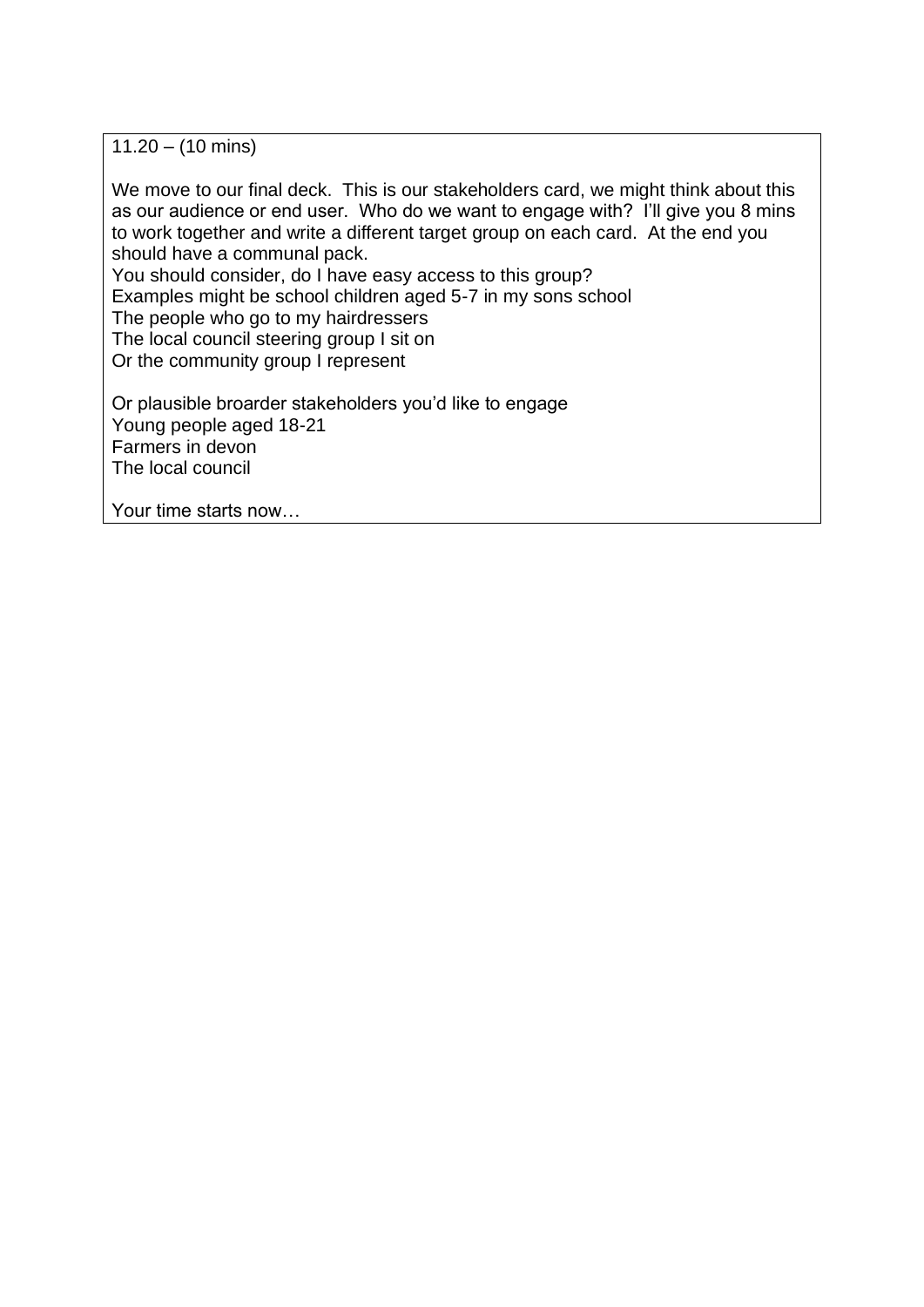11.20 – (10 mins)

We move to our final deck. This is our stakeholders card, we might think about this as our audience or end user. Who do we want to engage with? I'll give you 8 mins to work together and write a different target group on each card. At the end you should have a communal pack.
You should consider, do I have easy access to this group?
Examples might be school children aged 5-7 in my sons school
The people who go to my hairdressers
The local council steering group I sit on
Or the community group I represent

Or plausible broarder stakeholders you'd like to engage
Young people aged 18-21
Farmers in devon
The local council

Your time starts now…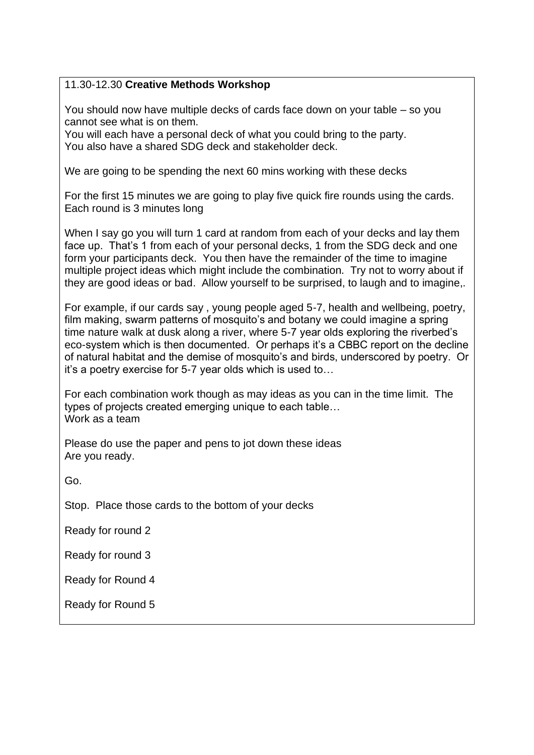11.30-12.30 **Creative Methods Workshop**

You should now have multiple decks of cards face down on your table – so you cannot see what is on them.
You will each have a personal deck of what you could bring to the party.
You also have a shared SDG deck and stakeholder deck.

We are going to be spending the next 60 mins working with these decks

For the first 15 minutes we are going to play five quick fire rounds using the cards. Each round is 3 minutes long

When I say go you will turn 1 card at random from each of your decks and lay them face up. That's 1 from each of your personal decks, 1 from the SDG deck and one form your participants deck. You then have the remainder of the time to imagine multiple project ideas which might include the combination. Try not to worry about if they are good ideas or bad. Allow yourself to be surprised, to laugh and to imagine,.

For example, if our cards say , young people aged 5-7, health and wellbeing, poetry, film making, swarm patterns of mosquito's and botany we could imagine a spring time nature walk at dusk along a river, where 5-7 year olds exploring the riverbed's eco-system which is then documented. Or perhaps it's a CBBC report on the decline of natural habitat and the demise of mosquito's and birds, underscored by poetry. Or it's a poetry exercise for 5-7 year olds which is used to…

For each combination work though as may ideas as you can in the time limit. The types of projects created emerging unique to each table…
Work as a team

Please do use the paper and pens to jot down these ideas
Are you ready.

Go.

Stop. Place those cards to the bottom of your decks

Ready for round 2

Ready for round 3

Ready for Round 4

Ready for Round 5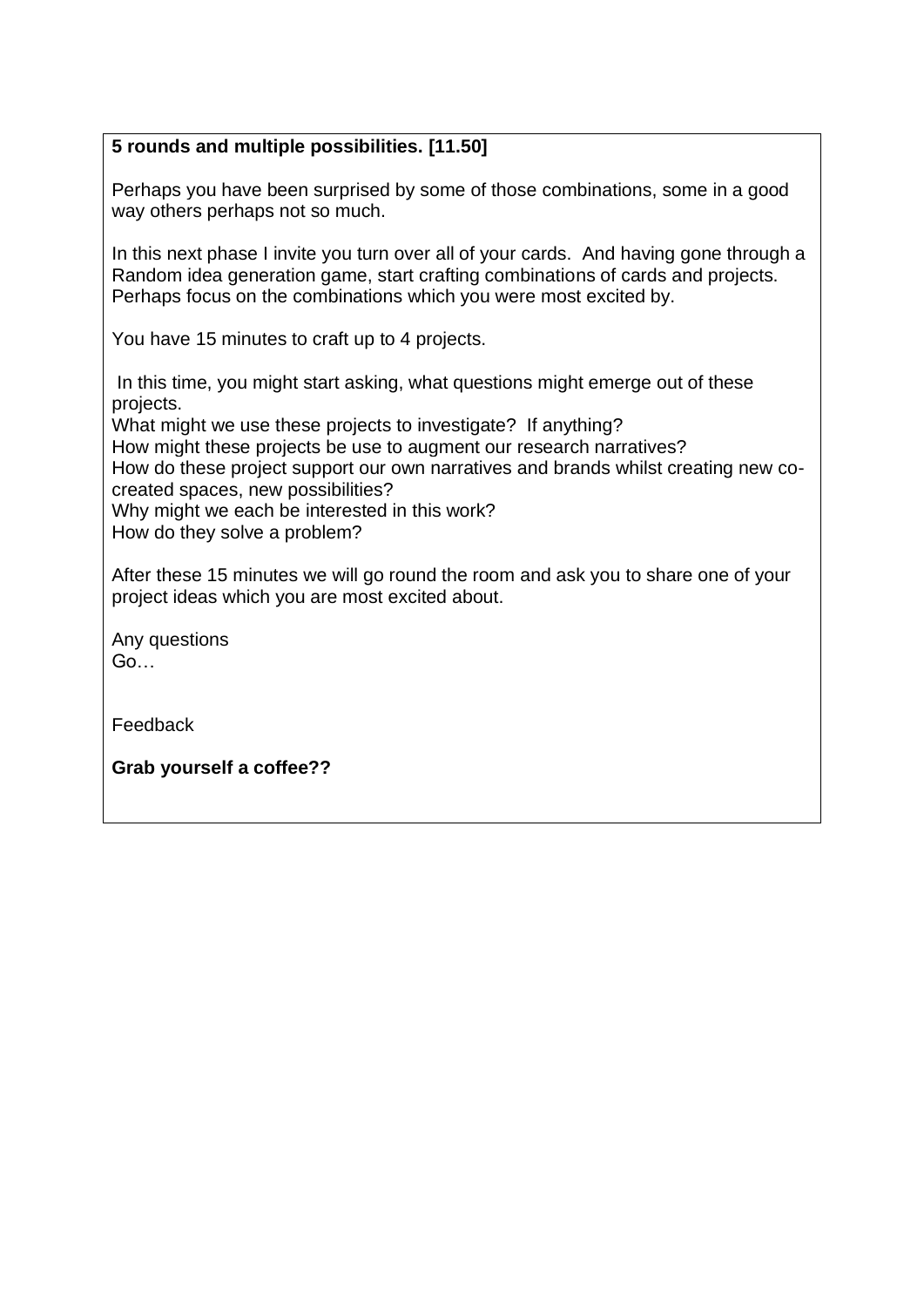**5 rounds and multiple possibilities. [11.50]**

Perhaps you have been surprised by some of those combinations, some in a good way others perhaps not so much.

In this next phase I invite you turn over all of your cards. And having gone through a Random idea generation game, start crafting combinations of cards and projects. Perhaps focus on the combinations which you were most excited by.

You have 15 minutes to craft up to 4 projects.

In this time, you might start asking, what questions might emerge out of these projects.
What might we use these projects to investigate? If anything?
How might these projects be use to augment our research narratives?
How do these project support our own narratives and brands whilst creating new co-created spaces, new possibilities?
Why might we each be interested in this work?
How do they solve a problem?

After these 15 minutes we will go round the room and ask you to share one of your project ideas which you are most excited about.

Any questions
Go…

Feedback

**Grab yourself a coffee??**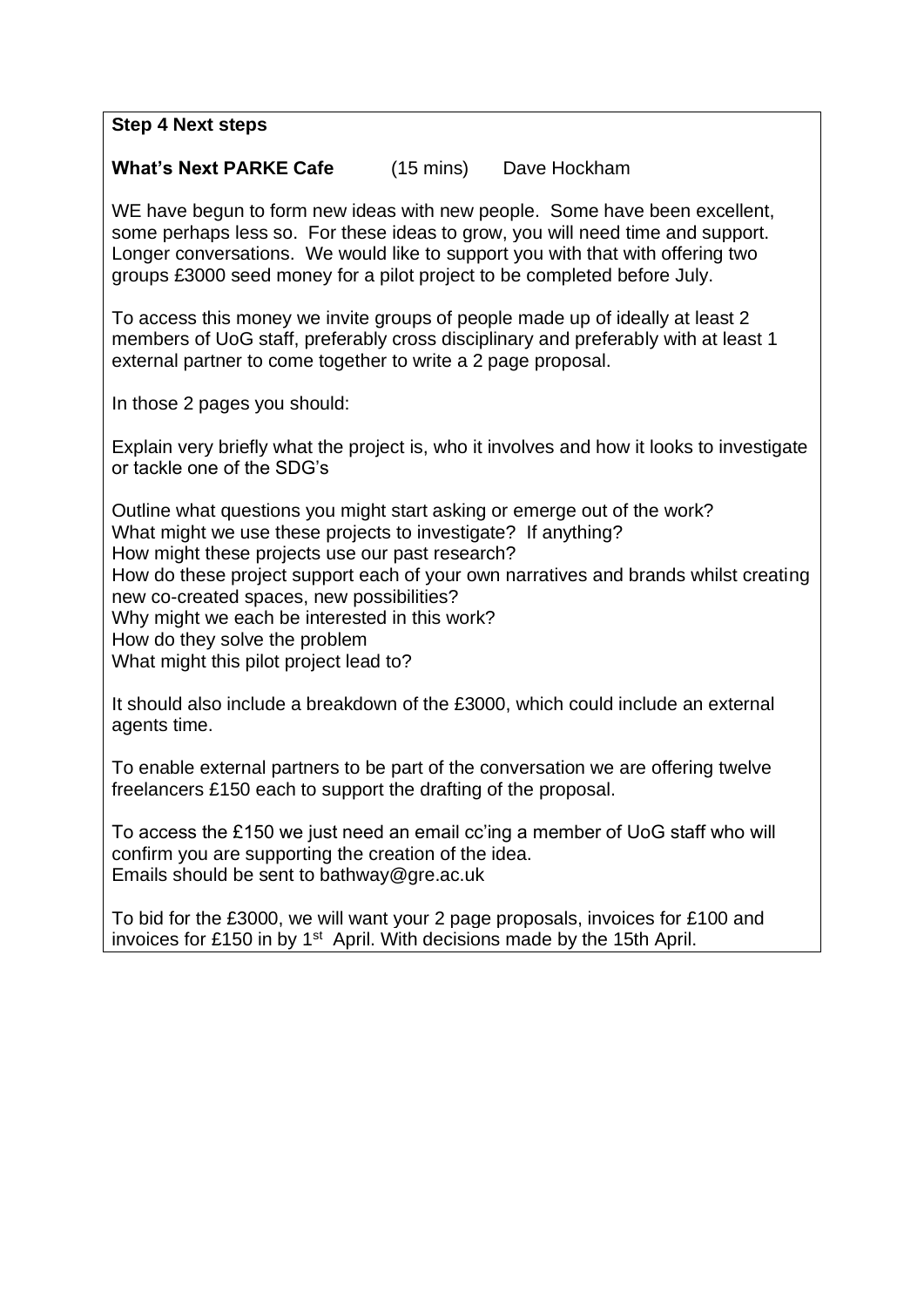**Step 4 Next steps**

**What's Next PARKE Cafe** (15 mins) Dave Hockham

WE have begun to form new ideas with new people. Some have been excellent, some perhaps less so. For these ideas to grow, you will need time and support. Longer conversations. We would like to support you with that with offering two groups £3000 seed money for a pilot project to be completed before July.

To access this money we invite groups of people made up of ideally at least 2 members of UoG staff, preferably cross disciplinary and preferably with at least 1 external partner to come together to write a 2 page proposal.

In those 2 pages you should:

Explain very briefly what the project is, who it involves and how it looks to investigate or tackle one of the SDG's

Outline what questions you might start asking or emerge out of the work?
What might we use these projects to investigate? If anything?
How might these projects use our past research?
How do these project support each of your own narratives and brands whilst creating new co-created spaces, new possibilities?
Why might we each be interested in this work?
How do they solve the problem
What might this pilot project lead to?

It should also include a breakdown of the £3000, which could include an external agents time.

To enable external partners to be part of the conversation we are offering twelve freelancers £150 each to support the drafting of the proposal.

To access the £150 we just need an email cc'ing a member of UoG staff who will confirm you are supporting the creation of the idea.
Emails should be sent to bathway@gre.ac.uk

To bid for the £3000, we will want your 2 page proposals, invoices for £100 and invoices for £150 in by 1st April. With decisions made by the 15th April.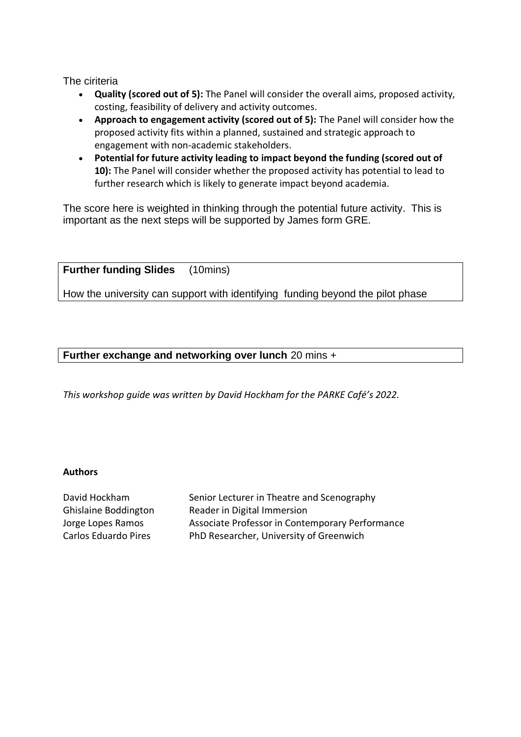The ciriteria

- **Quality (scored out of 5):** The Panel will consider the overall aims, proposed activity, costing, feasibility of delivery and activity outcomes.
- **Approach to engagement activity (scored out of 5):** The Panel will consider how the proposed activity fits within a planned, sustained and strategic approach to engagement with non-academic stakeholders.
- **Potential for future activity leading to impact beyond the funding (scored out of 10):** The Panel will consider whether the proposed activity has potential to lead to further research which is likely to generate impact beyond academia.

The score here is weighted in thinking through the potential future activity. This is important as the next steps will be supported by James form GRE.

**Further funding Slides** (10mins)

How the university can support with identifying funding beyond the pilot phase

**Further exchange and networking over lunch** 20 mins +

*This workshop guide was written by David Hockham for the PARKE Café's 2022.*

**Authors**

| | |
|---|---|
| David Hockham | Senior Lecturer in Theatre and Scenography |
| Ghislaine Boddington | Reader in Digital Immersion |
| Jorge Lopes Ramos | Associate Professor in Contemporary Performance |
| Carlos Eduardo Pires | PhD Researcher, University of Greenwich |